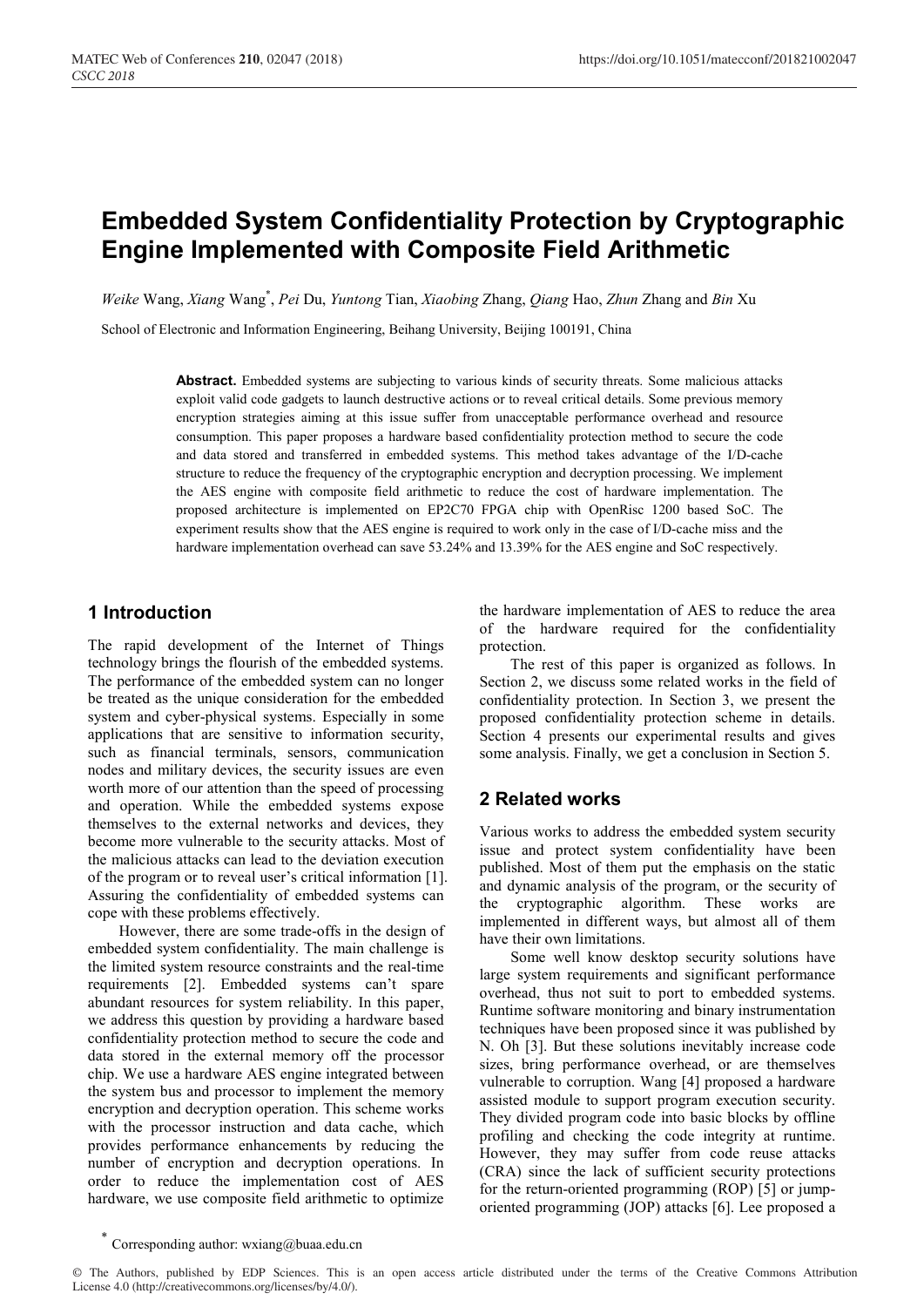# Embedded System Confidentiality Protection by Cryptographic Engine Implemented with Composite Field Arithmetic

*Weike* Wang, *Xiang* Wang*, *Pei* Du, *Yuntong* Tian, *Xiaobing* Zhang, *Qiang* Hao, *Zhun* Zhang and *Bin* Xu

School of Electronic and Information Engineering, Beihang University, Beijing 100191, China

**Abstract.** Embedded systems are subjecting to various kinds of security threats. Some malicious attacks exploit valid code gadgets to launch destructive actions or to reveal critical details. Some previous memory encryption strategies aiming at this issue suffer from unacceptable performance overhead and resource consumption. This paper proposes a hardware based confidentiality protection method to secure the code and data stored and transferred in embedded systems. This method takes advantage of the I/D-cache structure to reduce the frequency of the cryptographic encryption and decryption processing. We implement the AES engine with composite field arithmetic to reduce the cost of hardware implementation. The proposed architecture is implemented on EP2C70 FPGA chip with OpenRisc 1200 based SoC. The experiment results show that the AES engine is required to work only in the case of I/D-cache miss and the hardware implementation overhead can save 53.24% and 13.39% for the AES engine and SoC respectively.

## 1 Introduction

The rapid development of the Internet of Things technology brings the flourish of the embedded systems. The performance of the embedded system can no longer be treated as the unique consideration for the embedded system and cyber-physical systems. Especially in some applications that are sensitive to information security, such as financial terminals, sensors, communication nodes and military devices, the security issues are even worth more of our attention than the speed of processing and operation. While the embedded systems expose themselves to the external networks and devices, they become more vulnerable to the security attacks. Most of the malicious attacks can lead to the deviation execution of the program or to reveal user's critical information [1]. Assuring the confidentiality of embedded systems can cope with these problems effectively.

However, there are some trade-offs in the design of embedded system confidentiality. The main challenge is the limited system resource constraints and the real-time requirements [2]. Embedded systems can't spare abundant resources for system reliability. In this paper, we address this question by providing a hardware based confidentiality protection method to secure the code and data stored in the external memory off the processor chip. We use a hardware AES engine integrated between the system bus and processor to implement the memory encryption and decryption operation. This scheme works with the processor instruction and data cache, which provides performance enhancements by reducing the number of encryption and decryption operations. In order to reduce the implementation cost of AES hardware, we use composite field arithmetic to optimize the hardware implementation of AES to reduce the area of the hardware required for the confidentiality protection.

The rest of this paper is organized as follows. In Section 2, we discuss some related works in the field of confidentiality protection. In Section 3, we present the proposed confidentiality protection scheme in details. Section 4 presents our experimental results and gives some analysis. Finally, we get a conclusion in Section 5.

## 2 Related works

Various works to address the embedded system security issue and protect system confidentiality have been published. Most of them put the emphasis on the static and dynamic analysis of the program, or the security of the cryptographic algorithm. These works are implemented in different ways, but almost all of them have their own limitations.

Some well know desktop security solutions have large system requirements and significant performance overhead, thus not suit to port to embedded systems. Runtime software monitoring and binary instrumentation techniques have been proposed since it was published by N. Oh [3]. But these solutions inevitably increase code sizes, bring performance overhead, or are themselves vulnerable to corruption. Wang [4] proposed a hardware assisted module to support program execution security. They divided program code into basic blocks by offline profiling and checking the code integrity at runtime. However, they may suffer from code reuse attacks (CRA) since the lack of sufficient security protections for the return-oriented programming (ROP) [5] or jump-oriented programming (JOP) attacks [6]. Lee proposed a

* Corresponding author: wxiang@buaa.edu.cn

© The Authors, published by EDP Sciences. This is an open access article distributed under the terms of the Creative Commons Attribution License 4.0 (http://creativecommons.org/licenses/by/4.0/).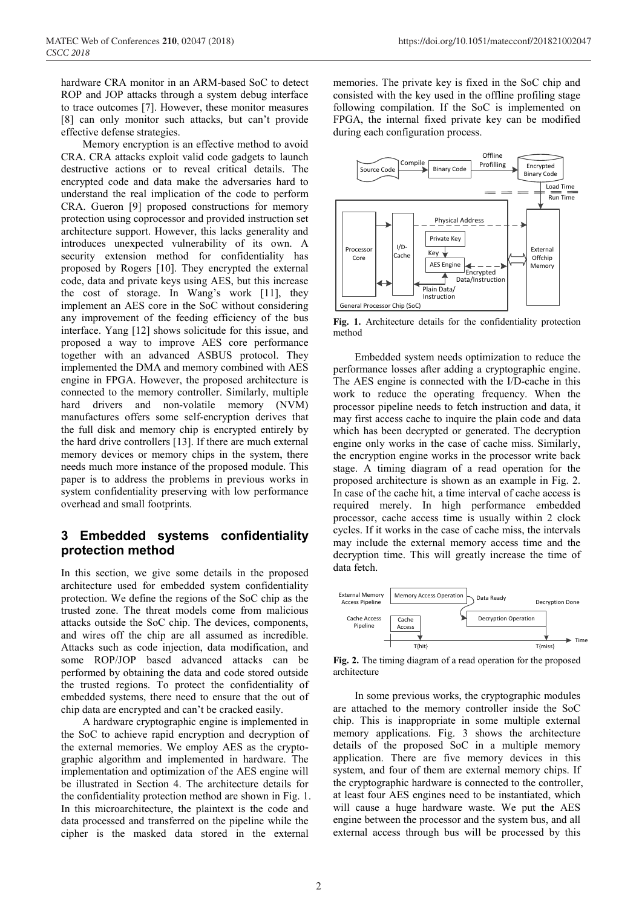hardware CRA monitor in an ARM-based SoC to detect ROP and JOP attacks through a system debug interface to trace outcomes [7]. However, these monitor measures [8] can only monitor such attacks, but can't provide effective defense strategies.

Memory encryption is an effective method to avoid CRA. CRA attacks exploit valid code gadgets to launch destructive actions or to reveal critical details. The encrypted code and data make the adversaries hard to understand the real implication of the code to perform CRA. Gueron [9] proposed constructions for memory protection using coprocessor and provided instruction set architecture support. However, this lacks generality and introduces unexpected vulnerability of its own. A security extension method for confidentiality has proposed by Rogers [10]. They encrypted the external code, data and private keys using AES, but this increase the cost of storage. In Wang's work [11], they implement an AES core in the SoC without considering any improvement of the feeding efficiency of the bus interface. Yang [12] shows solicitude for this issue, and proposed a way to improve AES core performance together with an advanced ASBUS protocol. They implemented the DMA and memory combined with AES engine in FPGA. However, the proposed architecture is connected to the memory controller. Similarly, multiple hard drivers and non-volatile memory (NVM) manufactures offers some self-encryption derives that the full disk and memory chip is encrypted entirely by the hard drive controllers [13]. If there are much external memory devices or memory chips in the system, there needs much more instance of the proposed module. This paper is to address the problems in previous works in system confidentiality preserving with low performance overhead and small footprints.

## 3 Embedded systems confidentiality protection method

In this section, we give some details in the proposed architecture used for embedded system confidentiality protection. We define the regions of the SoC chip as the trusted zone. The threat models come from malicious attacks outside the SoC chip. The devices, components, and wires off the chip are all assumed as incredible. Attacks such as code injection, data modification, and some ROP/JOP based advanced attacks can be performed by obtaining the data and code stored outside the trusted regions. To protect the confidentiality of embedded systems, there need to ensure that the out of chip data are encrypted and can't be cracked easily.

A hardware cryptographic engine is implemented in the SoC to achieve rapid encryption and decryption of the external memories. We employ AES as the cryptographic algorithm and implemented in hardware. The implementation and optimization of the AES engine will be illustrated in Section 4. The architecture details for the confidentiality protection method are shown in Fig. 1. In this microarchitecture, the plaintext is the code and data processed and transferred on the pipeline while the cipher is the masked data stored in the external memories. The private key is fixed in the SoC chip and consisted with the key used in the offline profiling stage following compilation. If the SoC is implemented on FPGA, the internal fixed private key can be modified during each configuration process.

Source Code
Compile
Binary Code
Offline Profilling
Encrypted Binary Code
Load Time
Run Time
Physical Address
Processor Core
I/D-Cache
Private Key
Key
AES Engine
Encrypted Data/Instruction
Plain Data/ Instruction
External Offchip Memory
General Processor Chip (SoC)

**Fig. 1.** Architecture details for the confidentiality protection method

Embedded system needs optimization to reduce the performance losses after adding a cryptographic engine. The AES engine is connected with the I/D-cache in this work to reduce the operating frequency. When the processor pipeline needs to fetch instruction and data, it may first access cache to inquire the plain code and data which has been decrypted or generated. The decryption engine only works in the case of cache miss. Similarly, the encryption engine works in the processor write back stage. A timing diagram of a read operation for the proposed architecture is shown as an example in Fig. 2. In case of the cache hit, a time interval of cache access is required merely. In high performance embedded processor, cache access time is usually within 2 clock cycles. If it works in the case of cache miss, the intervals may include the external memory access time and the decryption time. This will greatly increase the time of data fetch.

External Memory Access Pipeline
Memory Access Operation
Data Ready
Decryption Done
Cache Access Pipeline
Cache Access
Decryption Operation
T{hit}
T{miss}
Time

**Fig. 2.** The timing diagram of a read operation for the proposed architecture

In some previous works, the cryptographic modules are attached to the memory controller inside the SoC chip. This is inappropriate in some multiple external memory applications. Fig. 3 shows the architecture details of the proposed SoC in a multiple memory application. There are five memory devices in this system, and four of them are external memory chips. If the cryptographic hardware is connected to the controller, at least four AES engines need to be instantiated, which will cause a huge hardware waste. We put the AES engine between the processor and the system bus, and all external access through bus will be processed by this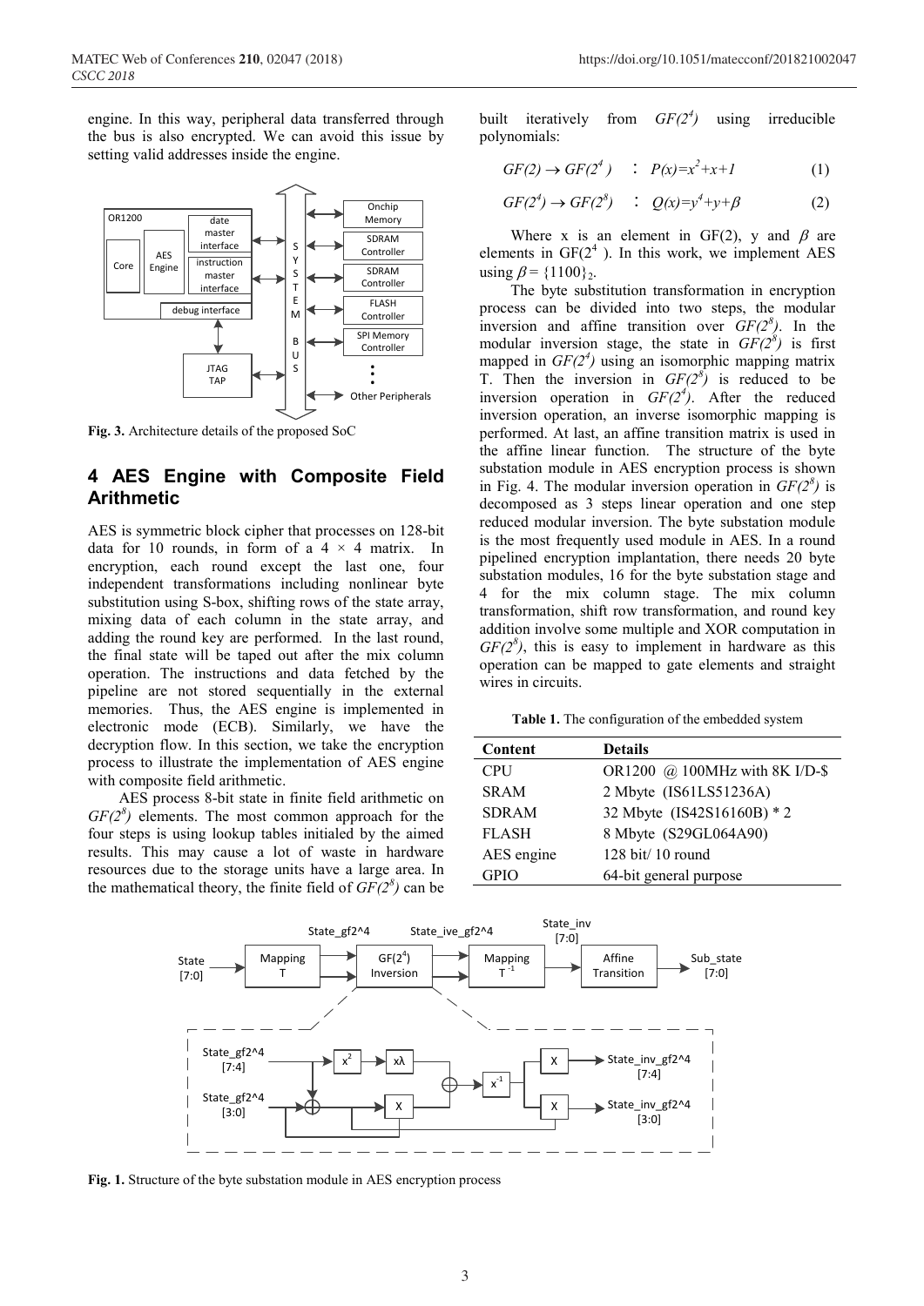engine. In this way, peripheral data transferred through the bus is also encrypted. We can avoid this issue by setting valid addresses inside the engine.

**Fig. 3.** Architecture details of the proposed SoC

## 4 AES Engine with Composite Field Arithmetic

AES is symmetric block cipher that processes on 128-bit data for 10 rounds, in form of a 4 × 4 matrix. In encryption, each round except the last one, four independent transformations including nonlinear byte substitution using S-box, shifting rows of the state array, mixing data of each column in the state array, and adding the round key are performed. In the last round, the final state will be taped out after the mix column operation. The instructions and data fetched by the pipeline are not stored sequentially in the external memories. Thus, the AES engine is implemented in electronic mode (ECB). Similarly, we have the decryption flow. In this section, we take the encryption process to illustrate the implementation of AES engine with composite field arithmetic.

AES process 8-bit state in finite field arithmetic on $GF(2^8)$ elements. The most common approach for the four steps is using lookup tables initialed by the aimed results. This may cause a lot of waste in hardware resources due to the storage units have a large area. In the mathematical theory, the finite field of $GF(2^8)$ can be built iteratively from $GF(2^4)$ using irreducible polynomials:

$$GF(2) \rightarrow GF(2^4) \quad : \quad P(x)=x^2+x+1 \tag{1}$$

$$GF(2^4) \rightarrow GF(2^8) \quad : \quad Q(x)=y^4+y+\beta \tag{2}$$

Where x is an element in GF(2), y and $\beta$ are elements in $GF(2^4)$. In this work, we implement AES using $\beta = \{1100\}_2$.

The byte substitution transformation in encryption process can be divided into two steps, the modular inversion and affine transition over $GF(2^8)$. In the modular inversion stage, the state in $GF(2^8)$ is first mapped in $GF(2^4)$ using an isomorphic mapping matrix T. Then the inversion in $GF(2^8)$ is reduced to be inversion operation in $GF(2^4)$. After the reduced inversion operation, an inverse isomorphic mapping is performed. At last, an affine transition matrix is used in the affine linear function. The structure of the byte substation module in AES encryption process is shown in Fig. 4. The modular inversion operation in $GF(2^8)$ is decomposed as 3 steps linear operation and one step reduced modular inversion. The byte substation module is the most frequently used module in AES. In a round pipelined encryption implantation, there needs 20 byte substation modules, 16 for the byte substation stage and 4 for the mix column stage. The mix column transformation, shift row transformation, and round key addition involve some multiple and XOR computation in $GF(2^8)$, this is easy to implement in hardware as this operation can be mapped to gate elements and straight wires in circuits.

**Table 1.** The configuration of the embedded system

| Content | Details |
| --- | --- |
| CPU | OR1200 @ 100MHz with 8K I/D-$ |
| SRAM | 2 Mbyte (IS61LS51236A) |
| SDRAM | 32 Mbyte (IS42S16160B) * 2 |
| FLASH | 8 Mbyte (S29GL064A90) |
| AES engine | 128 bit/ 10 round |
| GPIO | 64-bit general purpose |

**Fig. 1.** Structure of the byte substation module in AES encryption process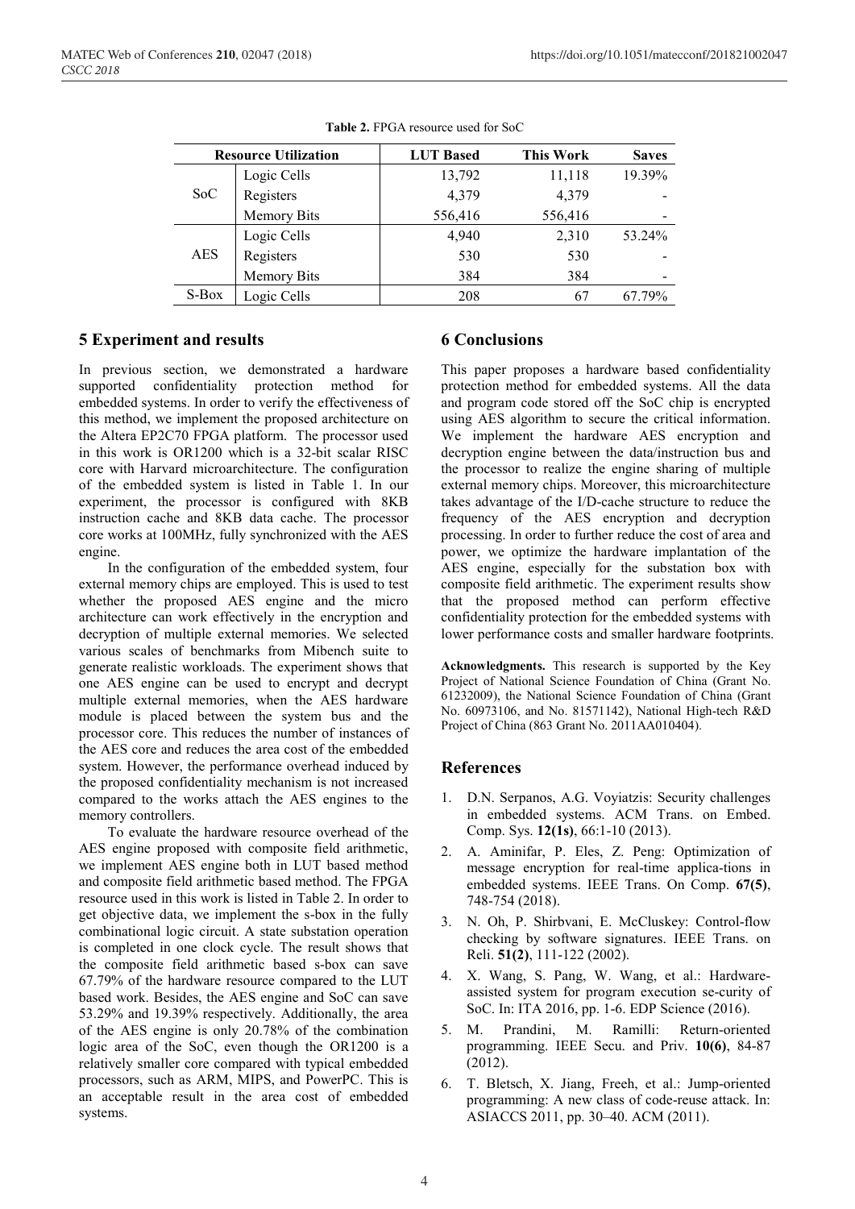**Table 2.** FPGA resource used for SoC

| Resource Utilization | | LUT Based | This Work | Saves |
|---|---|---|---|---|
| SoC | Logic Cells | 13,792 | 11,118 | 19.39% |
| | Registers | 4,379 | 4,379 | - |
| | Memory Bits | 556,416 | 556,416 | - |
| AES | Logic Cells | 4,940 | 2,310 | 53.24% |
| | Registers | 530 | 530 | - |
| | Memory Bits | 384 | 384 | - |
| S-Box | Logic Cells | 208 | 67 | 67.79% |

## 5 Experiment and results

In previous section, we demonstrated a hardware supported confidentiality protection method for embedded systems. In order to verify the effectiveness of this method, we implement the proposed architecture on the Altera EP2C70 FPGA platform. The processor used in this work is OR1200 which is a 32-bit scalar RISC core with Harvard microarchitecture. The configuration of the embedded system is listed in Table 1. In our experiment, the processor is configured with 8KB instruction cache and 8KB data cache. The processor core works at 100MHz, fully synchronized with the AES engine.

In the configuration of the embedded system, four external memory chips are employed. This is used to test whether the proposed AES engine and the micro architecture can work effectively in the encryption and decryption of multiple external memories. We selected various scales of benchmarks from Mibench suite to generate realistic workloads. The experiment shows that one AES engine can be used to encrypt and decrypt multiple external memories, when the AES hardware module is placed between the system bus and the processor core. This reduces the number of instances of the AES core and reduces the area cost of the embedded system. However, the performance overhead induced by the proposed confidentiality mechanism is not increased compared to the works attach the AES engines to the memory controllers.

To evaluate the hardware resource overhead of the AES engine proposed with composite field arithmetic, we implement AES engine both in LUT based method and composite field arithmetic based method. The FPGA resource used in this work is listed in Table 2. In order to get objective data, we implement the s-box in the fully combinational logic circuit. A state substation operation is completed in one clock cycle. The result shows that the composite field arithmetic based s-box can save 67.79% of the hardware resource compared to the LUT based work. Besides, the AES engine and SoC can save 53.29% and 19.39% respectively. Additionally, the area of the AES engine is only 20.78% of the combination logic area of the SoC, even though the OR1200 is a relatively smaller core compared with typical embedded processors, such as ARM, MIPS, and PowerPC. This is an acceptable result in the area cost of embedded systems.

## 6 Conclusions

This paper proposes a hardware based confidentiality protection method for embedded systems. All the data and program code stored off the SoC chip is encrypted using AES algorithm to secure the critical information. We implement the hardware AES encryption and decryption engine between the data/instruction bus and the processor to realize the engine sharing of multiple external memory chips. Moreover, this microarchitecture takes advantage of the I/D-cache structure to reduce the frequency of the AES encryption and decryption processing. In order to further reduce the cost of area and power, we optimize the hardware implantation of the AES engine, especially for the substation box with composite field arithmetic. The experiment results show that the proposed method can perform effective confidentiality protection for the embedded systems with lower performance costs and smaller hardware footprints.

**Acknowledgments.** This research is supported by the Key Project of National Science Foundation of China (Grant No. 61232009), the National Science Foundation of China (Grant No. 60973106, and No. 81571142), National High-tech R&D Project of China (863 Grant No. 2011AA010404).

## References

1. D.N. Serpanos, A.G. Voyiatzis: Security challenges in embedded systems. ACM Trans. on Embed. Comp. Sys. **12(1s)**, 66:1-10 (2013).
2. A. Aminifar, P. Eles, Z. Peng: Optimization of message encryption for real-time applica-tions in embedded systems. IEEE Trans. On Comp. **67(5)**, 748-754 (2018).
3. N. Oh, P. Shirbvani, E. McCluskey: Control-flow checking by software signatures. IEEE Trans. on Reli. **51(2)**, 111-122 (2002).
4. X. Wang, S. Pang, W. Wang, et al.: Hardware-assisted system for program execution se-curity of SoC. In: ITA 2016, pp. 1-6. EDP Science (2016).
5. M. Prandini, M. Ramilli: Return-oriented programming. IEEE Secu. and Priv. **10(6)**, 84-87 (2012).
6. T. Bletsch, X. Jiang, Freeh, et al.: Jump-oriented programming: A new class of code-reuse attack. In: ASIACCS 2011, pp. 30–40. ACM (2011).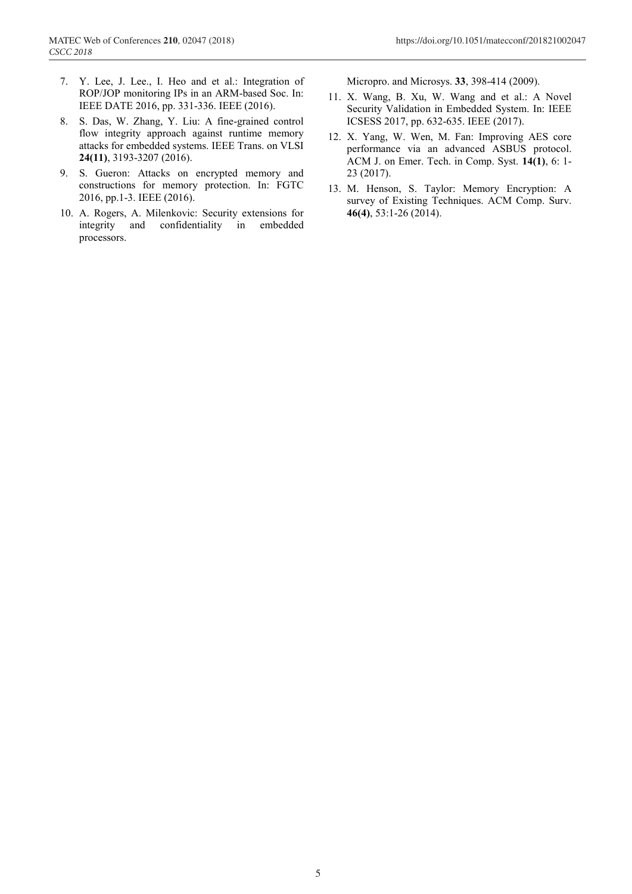7. Y. Lee, J. Lee., I. Heo and et al.: Integration of ROP/JOP monitoring IPs in an ARM-based Soc. In: IEEE DATE 2016, pp. 331-336. IEEE (2016).
8. S. Das, W. Zhang, Y. Liu: A fine-grained control flow integrity approach against runtime memory attacks for embedded systems. IEEE Trans. on VLSI **24(11)**, 3193-3207 (2016).
9. S. Gueron: Attacks on encrypted memory and constructions for memory protection. In: FGTC 2016, pp.1-3. IEEE (2016).
10. A. Rogers, A. Milenkovic: Security extensions for integrity and confidentiality in embedded processors. Micropro. and Microsys. **33**, 398-414 (2009).
11. X. Wang, B. Xu, W. Wang and et al.: A Novel Security Validation in Embedded System. In: IEEE ICSESS 2017, pp. 632-635. IEEE (2017).
12. X. Yang, W. Wen, M. Fan: Improving AES core performance via an advanced ASBUS protocol. ACM J. on Emer. Tech. in Comp. Syst. **14(1)**, 6: 1-23 (2017).
13. M. Henson, S. Taylor: Memory Encryption: A survey of Existing Techniques. ACM Comp. Surv. **46(4)**, 53:1-26 (2014).